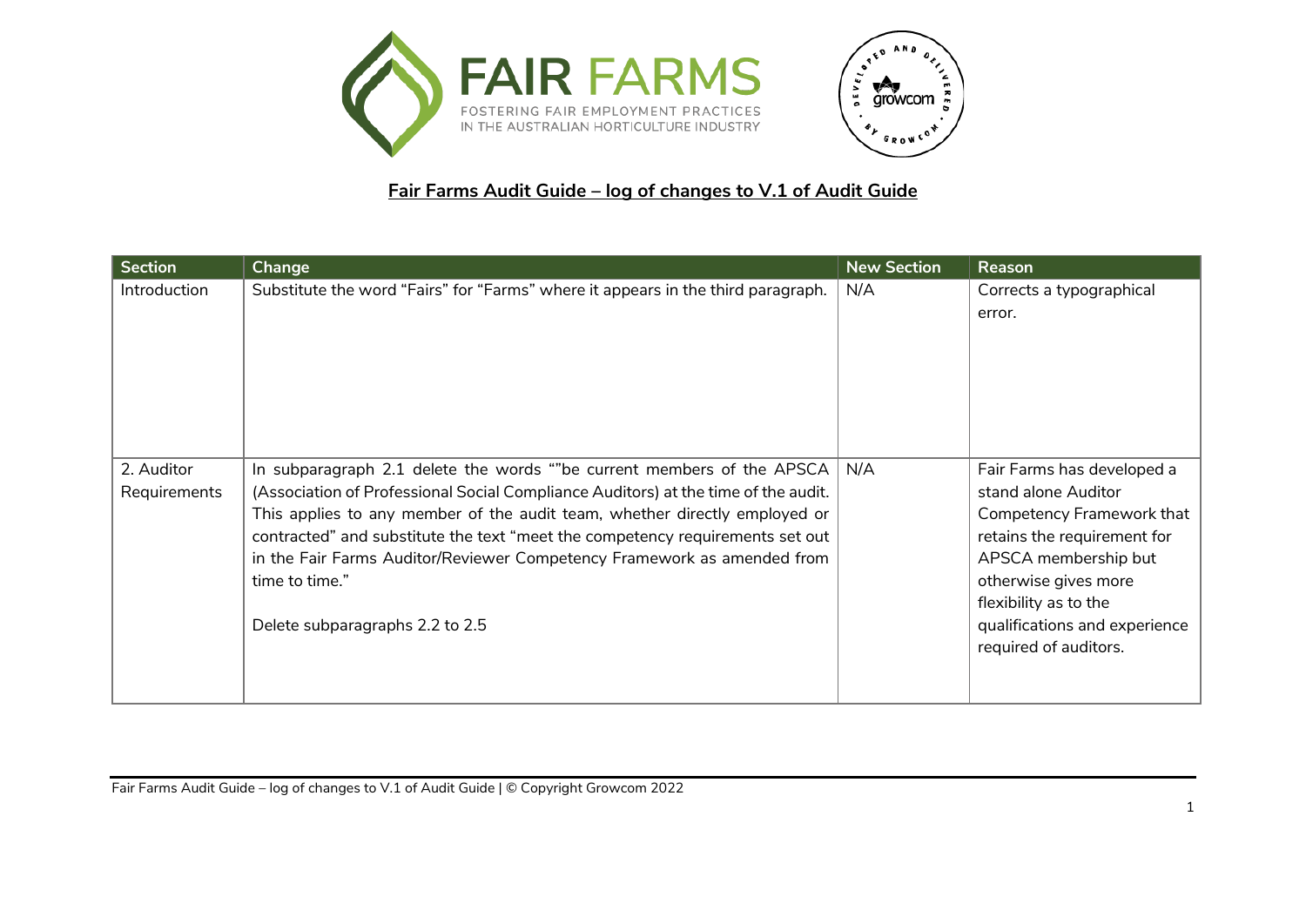**Fair Farms Audit Guide – log of changes to V.1 of Audit Guide**

| Section | Change | New Section | Reason |
|---|---|---|---|
| Introduction | Substitute the word "Fairs" for "Farms" where it appears in the third paragraph. | N/A | Corrects a typographical error. |
| 2. Auditor Requirements | In subparagraph 2.1 delete the words ""be current members of the APSCA (Association of Professional Social Compliance Auditors) at the time of the audit. This applies to any member of the audit team, whether directly employed or contracted" and substitute the text "meet the competency requirements set out in the Fair Farms Auditor/Reviewer Competency Framework as amended from time to time."<br><br>Delete subparagraphs 2.2 to 2.5 | N/A | Fair Farms has developed a stand alone Auditor Competency Framework that retains the requirement for APSCA membership but otherwise gives more flexibility as to the qualifications and experience required of auditors. |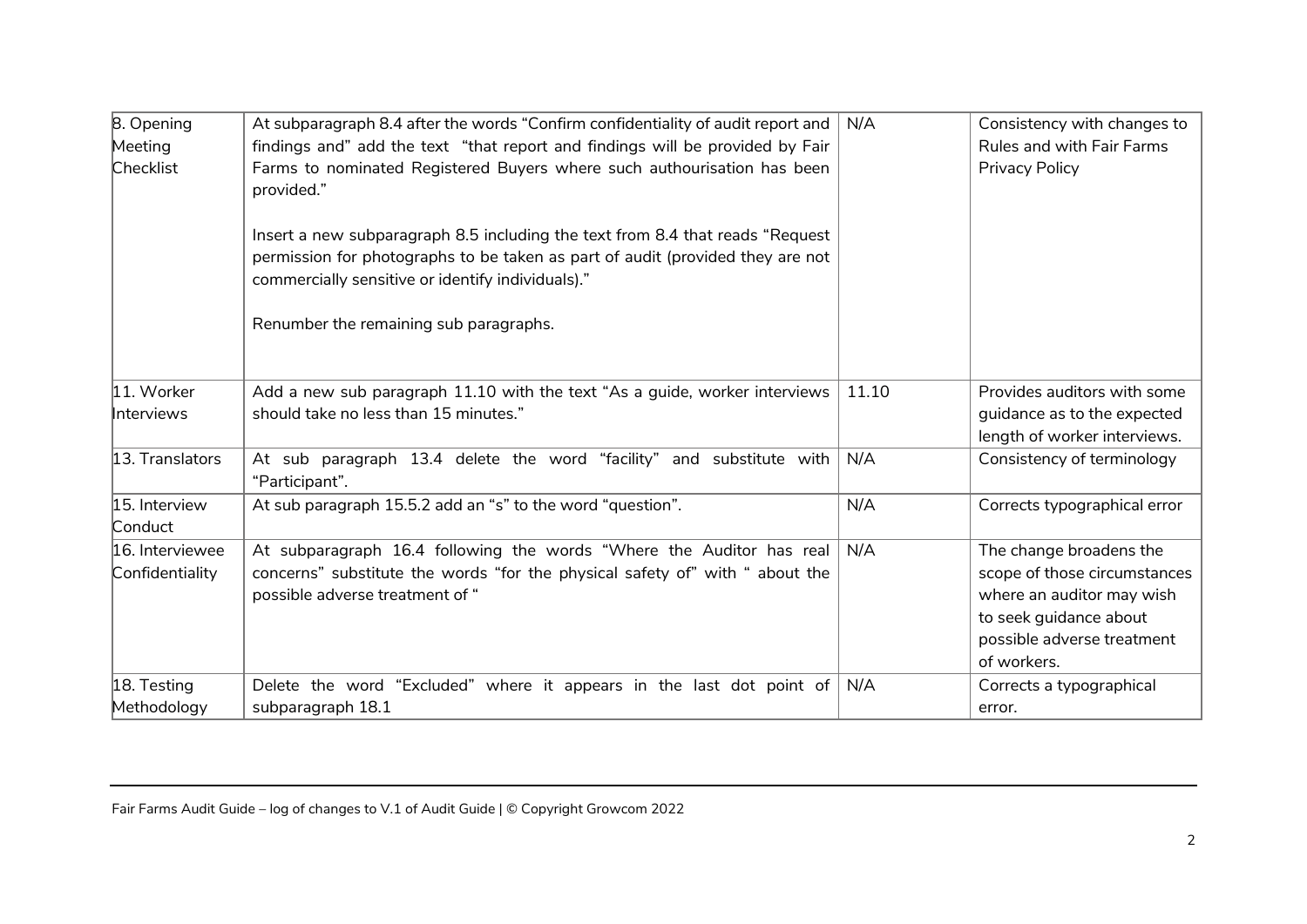| | | | |
|---|---|---|---|
| 8. Opening Meeting Checklist | At subparagraph 8.4 after the words "Confirm confidentiality of audit report and findings and" add the text "that report and findings will be provided by Fair Farms to nominated Registered Buyers where such authourisation has been provided."<br><br>Insert a new subparagraph 8.5 including the text from 8.4 that reads "Request permission for photographs to be taken as part of audit (provided they are not commercially sensitive or identify individuals)."<br><br>Renumber the remaining sub paragraphs. | N/A | Consistency with changes to Rules and with Fair Farms Privacy Policy |
| 11. Worker Interviews | Add a new sub paragraph 11.10 with the text "As a guide, worker interviews should take no less than 15 minutes." | 11.10 | Provides auditors with some guidance as to the expected length of worker interviews. |
| 13. Translators | At sub paragraph 13.4 delete the word "facility" and substitute with "Participant". | N/A | Consistency of terminology |
| 15. Interview Conduct | At sub paragraph 15.5.2 add an "s" to the word "question". | N/A | Corrects typographical error |
| 16. Interviewee Confidentiality | At subparagraph 16.4 following the words "Where the Auditor has real concerns" substitute the words "for the physical safety of" with " about the possible adverse treatment of " | N/A | The change broadens the scope of those circumstances where an auditor may wish to seek guidance about possible adverse treatment of workers. |
| 18. Testing Methodology | Delete the word "Excluded" where it appears in the last dot point of subparagraph 18.1 | N/A | Corrects a typographical error. |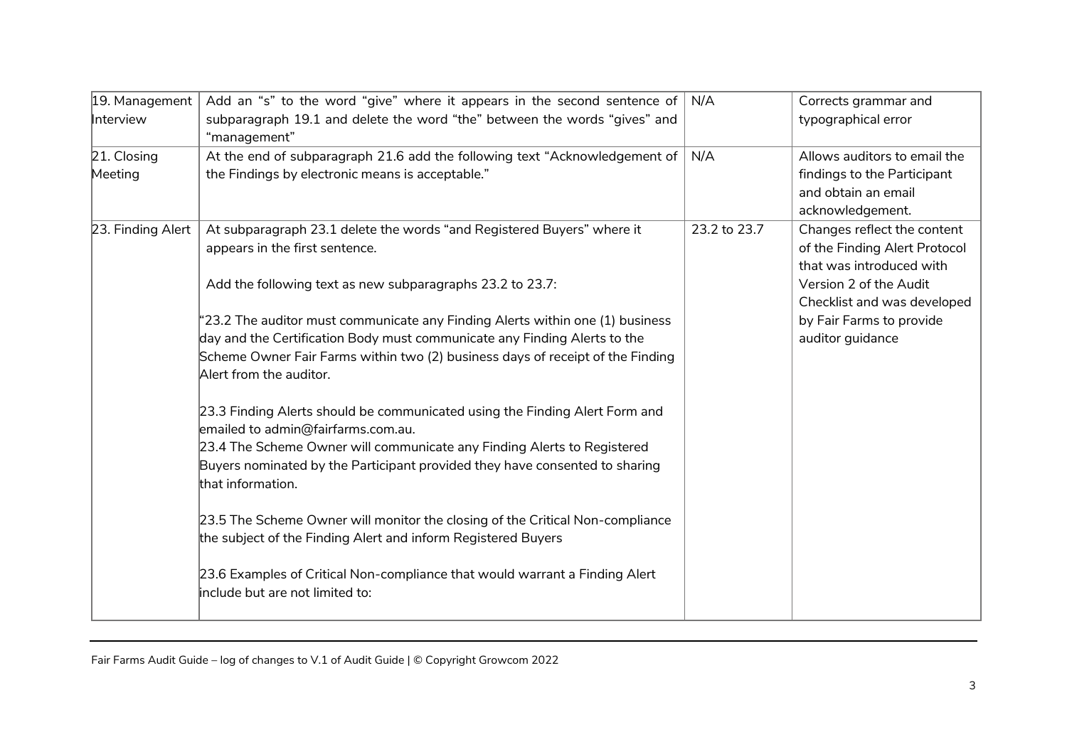| | | | |
|---|---|---|---|
| 19. Management Interview | Add an "s" to the word "give" where it appears in the second sentence of subparagraph 19.1 and delete the word "the" between the words "gives" and "management" | N/A | Corrects grammar and typographical error |
| 21. Closing Meeting | At the end of subparagraph 21.6 add the following text "Acknowledgement of the Findings by electronic means is acceptable." | N/A | Allows auditors to email the findings to the Participant and obtain an email acknowledgement. |
| 23. Finding Alert | At subparagraph 23.1 delete the words "and Registered Buyers" where it appears in the first sentence.<br><br>Add the following text as new subparagraphs 23.2 to 23.7:<br><br>"23.2 The auditor must communicate any Finding Alerts within one (1) business day and the Certification Body must communicate any Finding Alerts to the Scheme Owner Fair Farms within two (2) business days of receipt of the Finding Alert from the auditor.<br><br>23.3 Finding Alerts should be communicated using the Finding Alert Form and emailed to admin@fairfarms.com.au.<br>23.4 The Scheme Owner will communicate any Finding Alerts to Registered Buyers nominated by the Participant provided they have consented to sharing that information.<br><br>23.5 The Scheme Owner will monitor the closing of the Critical Non-compliance the subject of the Finding Alert and inform Registered Buyers<br><br>23.6 Examples of Critical Non-compliance that would warrant a Finding Alert include but are not limited to: | 23.2 to 23.7 | Changes reflect the content of the Finding Alert Protocol that was introduced with Version 2 of the Audit Checklist and was developed by Fair Farms to provide auditor guidance |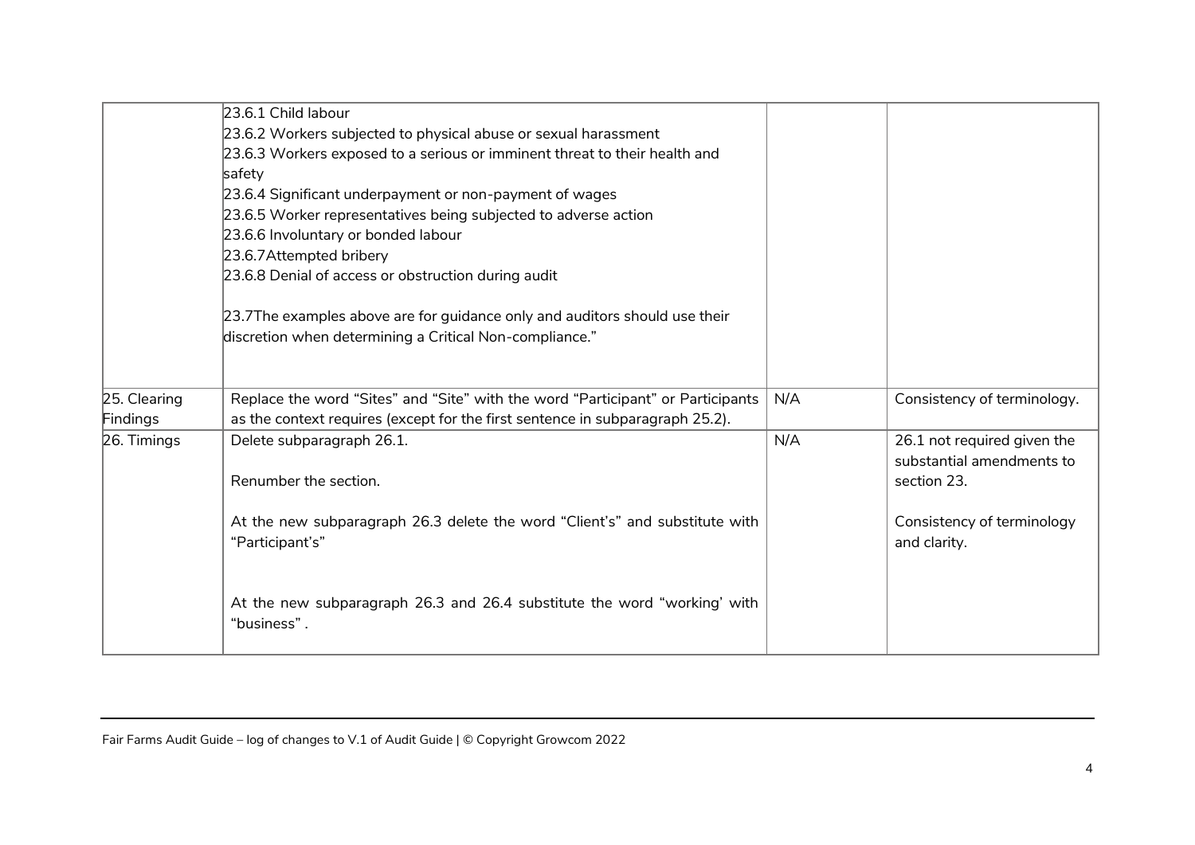| | | | |
|---|---|---|---|
| | 23.6.1 Child labour<br>23.6.2 Workers subjected to physical abuse or sexual harassment<br>23.6.3 Workers exposed to a serious or imminent threat to their health and safety<br>23.6.4 Significant underpayment or non-payment of wages<br>23.6.5 Worker representatives being subjected to adverse action<br>23.6.6 Involuntary or bonded labour<br>23.6.7Attempted bribery<br>23.6.8 Denial of access or obstruction during audit<br><br>23.7The examples above are for guidance only and auditors should use their discretion when determining a Critical Non-compliance." | | |
| 25. Clearing Findings | Replace the word "Sites" and "Site" with the word "Participant" or Participants as the context requires (except for the first sentence in subparagraph 25.2). | N/A | Consistency of terminology. |
| 26. Timings | Delete subparagraph 26.1.<br><br>Renumber the section.<br><br>At the new subparagraph 26.3 delete the word "Client's" and substitute with "Participant's"<br><br>At the new subparagraph 26.3 and 26.4 substitute the word "working' with "business" . | N/A | 26.1 not required given the substantial amendments to section 23.<br><br>Consistency of terminology and clarity. |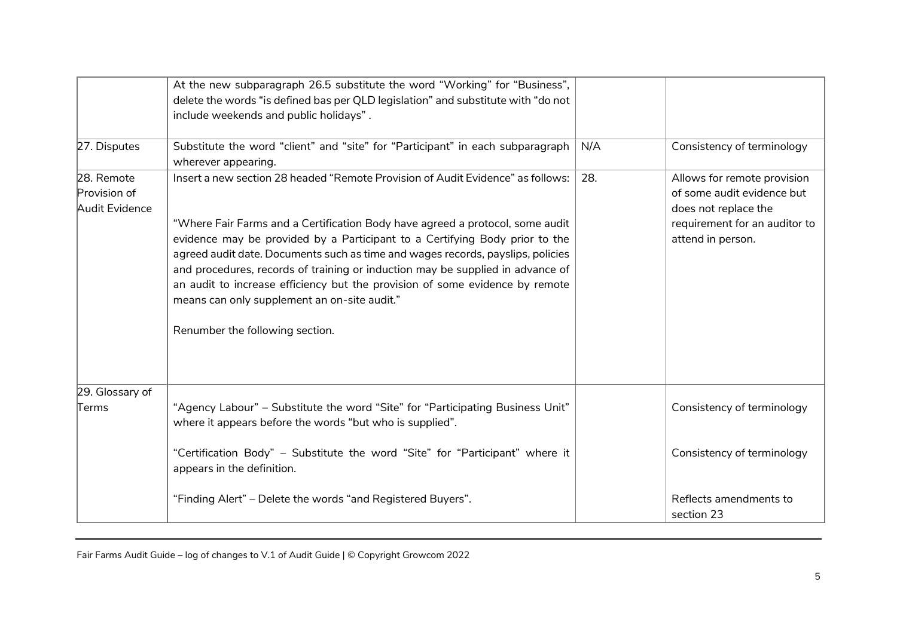| | | | |
|---|---|---|---|
| | At the new subparagraph 26.5 substitute the word "Working" for "Business", delete the words "is defined bas per QLD legislation" and substitute with "do not include weekends and public holidays" . | | |
| 27. Disputes | Substitute the word "client" and "site" for "Participant" in each subparagraph wherever appearing. | N/A | Consistency of terminology |
| 28. Remote Provision of Audit Evidence | Insert a new section 28 headed "Remote Provision of Audit Evidence" as follows:<br><br>"Where Fair Farms and a Certification Body have agreed a protocol, some audit evidence may be provided by a Participant to a Certifying Body prior to the agreed audit date. Documents such as time and wages records, payslips, policies and procedures, records of training or induction may be supplied in advance of an audit to increase efficiency but the provision of some evidence by remote means can only supplement an on-site audit."<br><br>Renumber the following section. | 28. | Allows for remote provision of some audit evidence but does not replace the requirement for an auditor to attend in person. |
| 29. Glossary of Terms | "Agency Labour" – Substitute the word "Site" for "Participating Business Unit" where it appears before the words "but who is supplied".<br><br>"Certification Body" – Substitute the word "Site" for "Participant" where it appears in the definition.<br><br>"Finding Alert" – Delete the words "and Registered Buyers". | | Consistency of terminology<br><br>Consistency of terminology<br><br>Reflects amendments to section 23 |

Fair Farms Audit Guide – log of changes to V.1 of Audit Guide | © Copyright Growcom 2022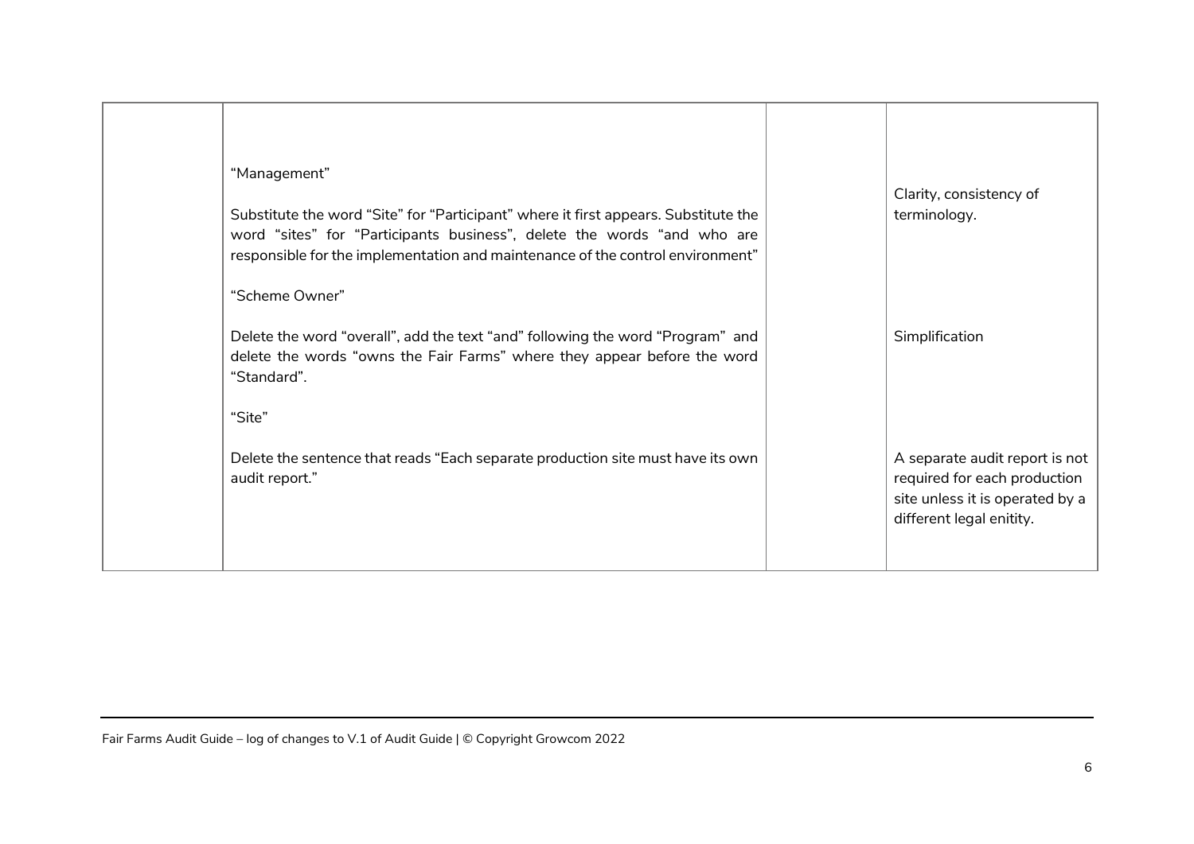| | | | |
|---|---|---|---|
| | "Management"<br><br>Substitute the word "Site" for "Participant" where it first appears. Substitute the word "sites" for "Participants business", delete the words "and who are responsible for the implementation and maintenance of the control environment" | | Clarity, consistency of terminology. |
| | "Scheme Owner"<br><br>Delete the word "overall", add the text "and" following the word "Program" and delete the words "owns the Fair Farms" where they appear before the word "Standard". | | Simplification |
| | "Site"<br><br>Delete the sentence that reads "Each separate production site must have its own audit report." | | A separate audit report is not required for each production site unless it is operated by a different legal enitity. |